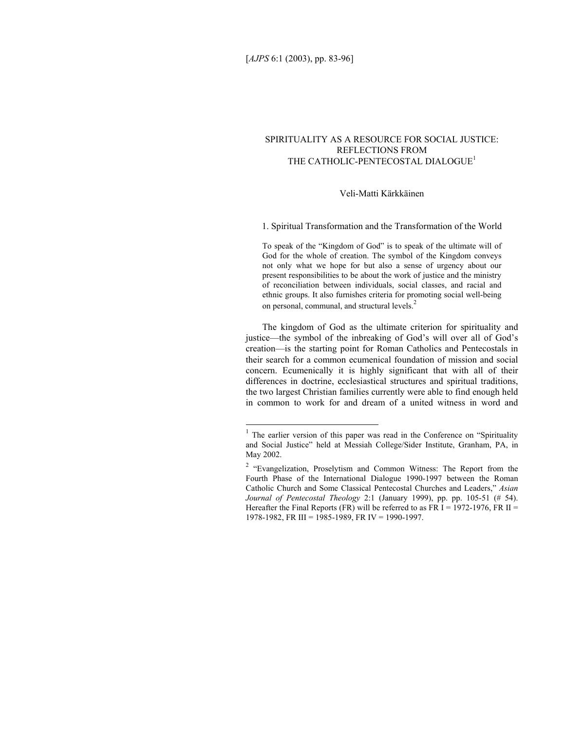# SPIRITUALITY AS A RESOURCE FOR SOCIAL JUSTICE: REFLECTIONS FROM THE CATHOLIC-PENTECOSTAL DIALOGUE[1]

Veli-Matti Kärkkäinen

## 1. Spiritual Transformation and the Transformation of the World

> To speak of the "Kingdom of God" is to speak of the ultimate will of God for the whole of creation. The symbol of the Kingdom conveys not only what we hope for but also a sense of urgency about our present responsibilities to be about the work of justice and the ministry of reconciliation between individuals, social classes, and racial and ethnic groups. It also furnishes criteria for promoting social well-being on personal, communal, and structural levels.[2]

The kingdom of God as the ultimate criterion for spirituality and justice—the symbol of the inbreaking of God's will over all of God's creation—is the starting point for Roman Catholics and Pentecostals in their search for a common ecumenical foundation of mission and social concern. Ecumenically it is highly significant that with all of their differences in doctrine, ecclesiastical structures and spiritual traditions, the two largest Christian families currently were able to find enough held in common to work for and dream of a united witness in word and

---

[1] The earlier version of this paper was read in the Conference on "Spirituality and Social Justice" held at Messiah College/Sider Institute, Granham, PA, in May 2002.

[2] "Evangelization, Proselytism and Common Witness: The Report from the Fourth Phase of the International Dialogue 1990-1997 between the Roman Catholic Church and Some Classical Pentecostal Churches and Leaders," *Asian Journal of Pentecostal Theology* 2:1 (January 1999), pp. pp. 105-51 (# 54). Hereafter the Final Reports (FR) will be referred to as FR I = 1972-1976, FR II = 1978-1982, FR III = 1985-1989, FR IV = 1990-1997.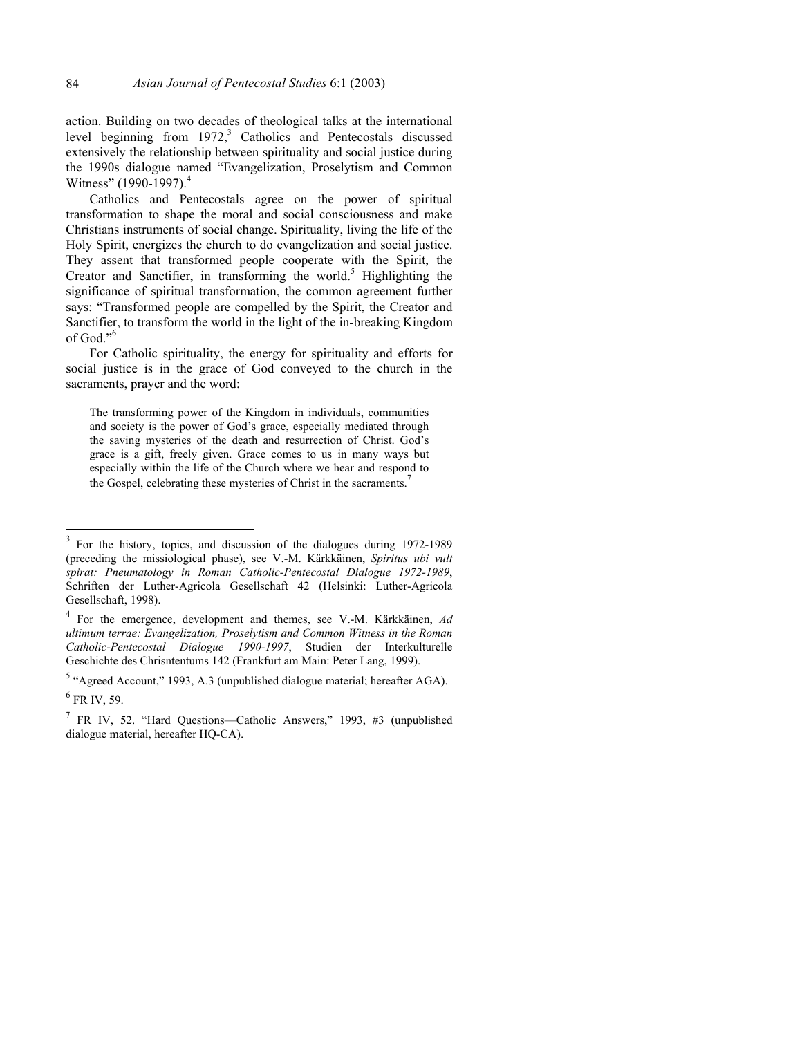action. Building on two decades of theological talks at the international level beginning from 1972,[3] Catholics and Pentecostals discussed extensively the relationship between spirituality and social justice during the 1990s dialogue named "Evangelization, Proselytism and Common Witness" (1990-1997).[4]

Catholics and Pentecostals agree on the power of spiritual transformation to shape the moral and social consciousness and make Christians instruments of social change. Spirituality, living the life of the Holy Spirit, energizes the church to do evangelization and social justice. They assent that transformed people cooperate with the Spirit, the Creator and Sanctifier, in transforming the world.[5] Highlighting the significance of spiritual transformation, the common agreement further says: "Transformed people are compelled by the Spirit, the Creator and Sanctifier, to transform the world in the light of the in-breaking Kingdom of God."[6]

For Catholic spirituality, the energy for spirituality and efforts for social justice is in the grace of God conveyed to the church in the sacraments, prayer and the word:

> The transforming power of the Kingdom in individuals, communities and society is the power of God's grace, especially mediated through the saving mysteries of the death and resurrection of Christ. God's grace is a gift, freely given. Grace comes to us in many ways but especially within the life of the Church where we hear and respond to the Gospel, celebrating these mysteries of Christ in the sacraments.[7]

---

[3] For the history, topics, and discussion of the dialogues during 1972-1989 (preceding the missiological phase), see V.-M. Kärkkäinen, *Spiritus ubi vult spirat: Pneumatology in Roman Catholic-Pentecostal Dialogue 1972-1989*, Schriften der Luther-Agricola Gesellschaft 42 (Helsinki: Luther-Agricola Gesellschaft, 1998).

[4] For the emergence, development and themes, see V.-M. Kärkkäinen, *Ad ultimum terrae: Evangelization, Proselytism and Common Witness in the Roman Catholic-Pentecostal Dialogue 1990-1997*, Studien der Interkulturelle Geschichte des Chrisntentums 142 (Frankfurt am Main: Peter Lang, 1999).

[5] "Agreed Account," 1993, A.3 (unpublished dialogue material; hereafter AGA).

[6] FR IV, 59.

[7] FR IV, 52. "Hard Questions—Catholic Answers," 1993, #3 (unpublished dialogue material, hereafter HQ-CA).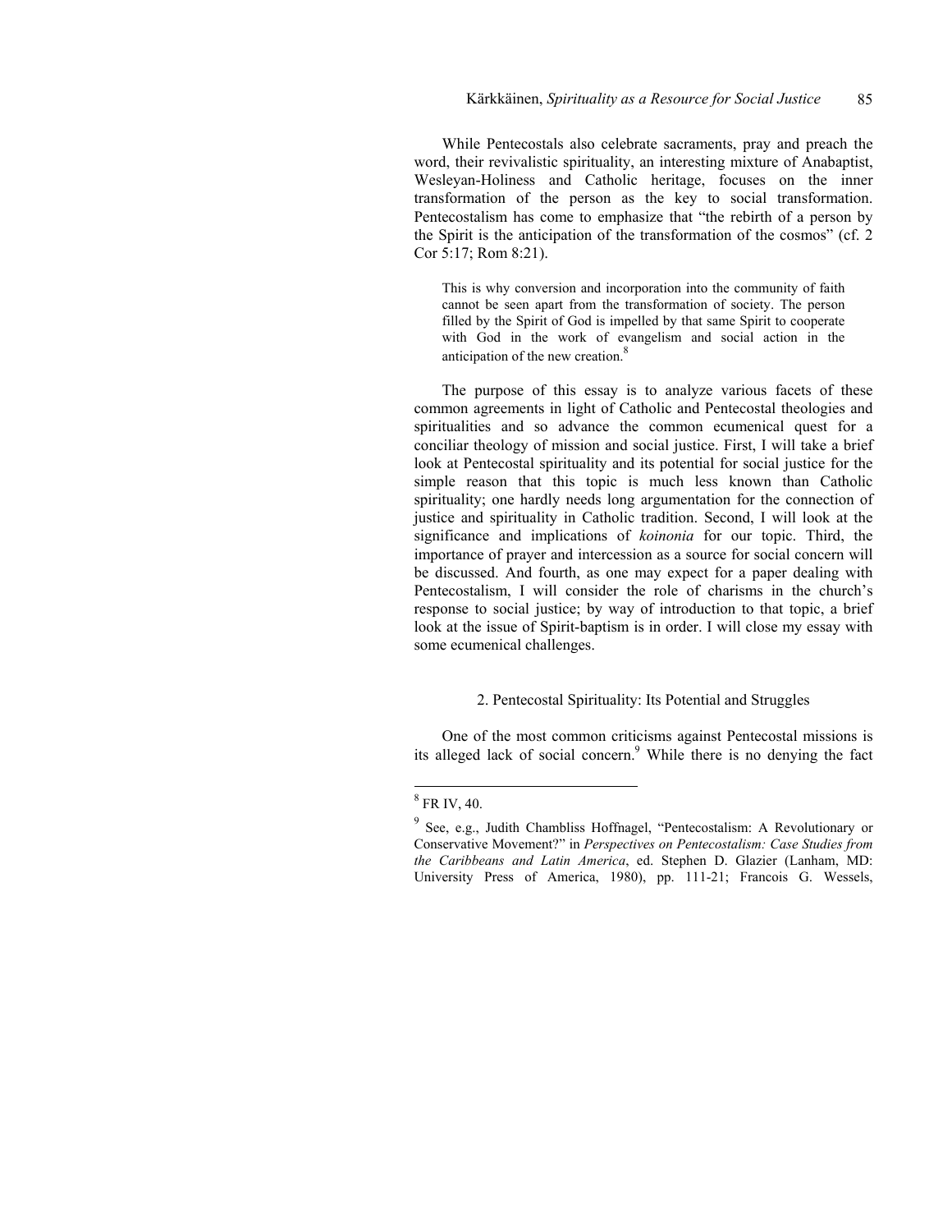While Pentecostals also celebrate sacraments, pray and preach the word, their revivalistic spirituality, an interesting mixture of Anabaptist, Wesleyan-Holiness and Catholic heritage, focuses on the inner transformation of the person as the key to social transformation. Pentecostalism has come to emphasize that "the rebirth of a person by the Spirit is the anticipation of the transformation of the cosmos" (cf. 2 Cor 5:17; Rom 8:21).

> This is why conversion and incorporation into the community of faith cannot be seen apart from the transformation of society. The person filled by the Spirit of God is impelled by that same Spirit to cooperate with God in the work of evangelism and social action in the anticipation of the new creation.[8]

The purpose of this essay is to analyze various facets of these common agreements in light of Catholic and Pentecostal theologies and spiritualities and so advance the common ecumenical quest for a conciliar theology of mission and social justice. First, I will take a brief look at Pentecostal spirituality and its potential for social justice for the simple reason that this topic is much less known than Catholic spirituality; one hardly needs long argumentation for the connection of justice and spirituality in Catholic tradition. Second, I will look at the significance and implications of *koinonia* for our topic. Third, the importance of prayer and intercession as a source for social concern will be discussed. And fourth, as one may expect for a paper dealing with Pentecostalism, I will consider the role of charisms in the church's response to social justice; by way of introduction to that topic, a brief look at the issue of Spirit-baptism is in order. I will close my essay with some ecumenical challenges.

## 2. Pentecostal Spirituality: Its Potential and Struggles

One of the most common criticisms against Pentecostal missions is its alleged lack of social concern.[9] While there is no denying the fact

---

[8] FR IV, 40.

[9] See, e.g., Judith Chambliss Hoffnagel, "Pentecostalism: A Revolutionary or Conservative Movement?" in *Perspectives on Pentecostalism: Case Studies from the Caribbeans and Latin America*, ed. Stephen D. Glazier (Lanham, MD: University Press of America, 1980), pp. 111-21; Francois G. Wessels,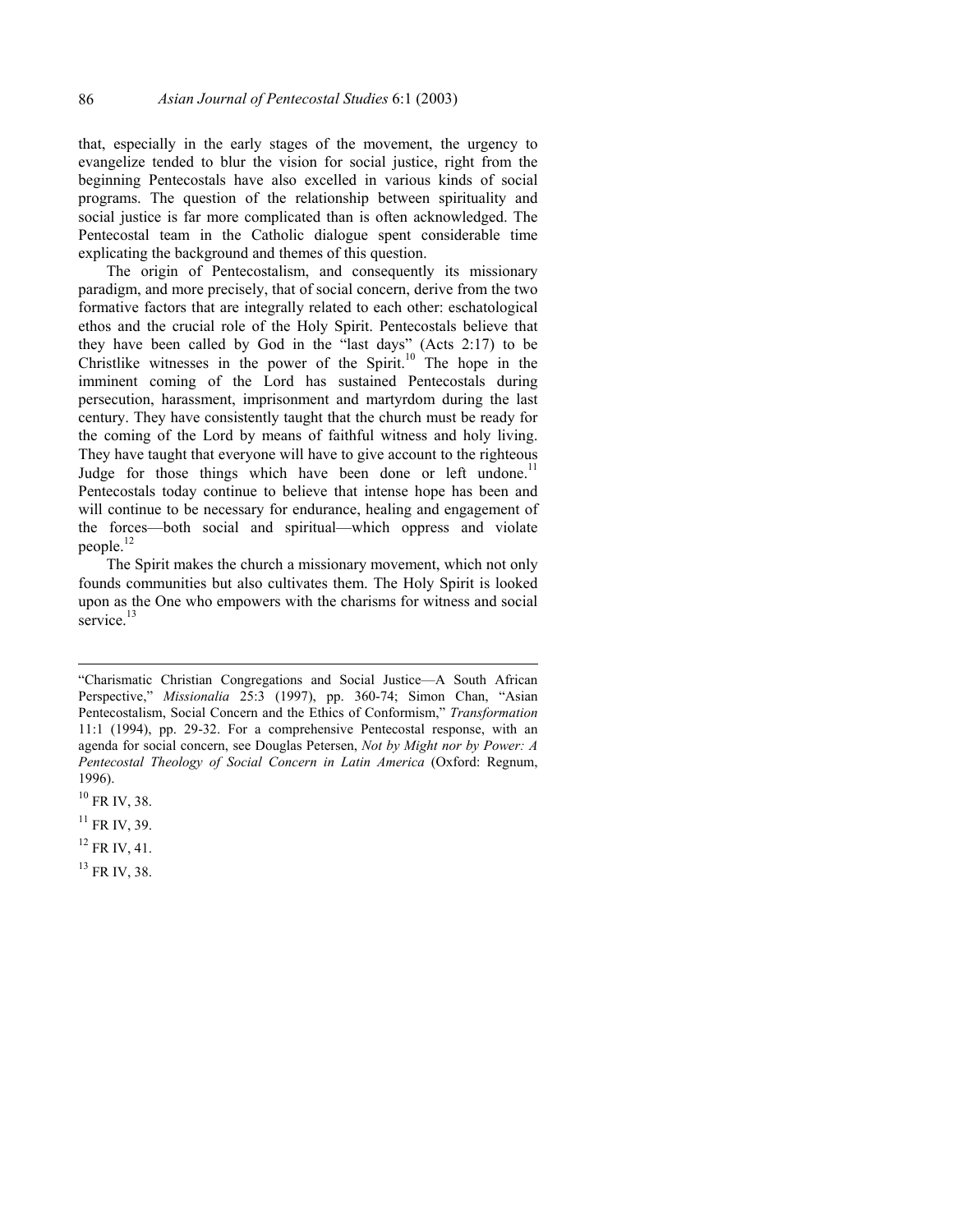that, especially in the early stages of the movement, the urgency to evangelize tended to blur the vision for social justice, right from the beginning Pentecostals have also excelled in various kinds of social programs. The question of the relationship between spirituality and social justice is far more complicated than is often acknowledged. The Pentecostal team in the Catholic dialogue spent considerable time explicating the background and themes of this question.

The origin of Pentecostalism, and consequently its missionary paradigm, and more precisely, that of social concern, derive from the two formative factors that are integrally related to each other: eschatological ethos and the crucial role of the Holy Spirit. Pentecostals believe that they have been called by God in the "last days" (Acts 2:17) to be Christlike witnesses in the power of the Spirit.[10] The hope in the imminent coming of the Lord has sustained Pentecostals during persecution, harassment, imprisonment and martyrdom during the last century. They have consistently taught that the church must be ready for the coming of the Lord by means of faithful witness and holy living. They have taught that everyone will have to give account to the righteous Judge for those things which have been done or left undone.[11] Pentecostals today continue to believe that intense hope has been and will continue to be necessary for endurance, healing and engagement of the forces—both social and spiritual—which oppress and violate people.[12]

The Spirit makes the church a missionary movement, which not only founds communities but also cultivates them. The Holy Spirit is looked upon as the One who empowers with the charisms for witness and social service.[13]

---

"Charismatic Christian Congregations and Social Justice—A South African Perspective," *Missionalia* 25:3 (1997), pp. 360-74; Simon Chan, "Asian Pentecostalism, Social Concern and the Ethics of Conformism," *Transformation* 11:1 (1994), pp. 29-32. For a comprehensive Pentecostal response, with an agenda for social concern, see Douglas Petersen, *Not by Might nor by Power: A Pentecostal Theology of Social Concern in Latin America* (Oxford: Regnum, 1996).

[10] FR IV, 38.

[11] FR IV, 39.

[12] FR IV, 41.

[13] FR IV, 38.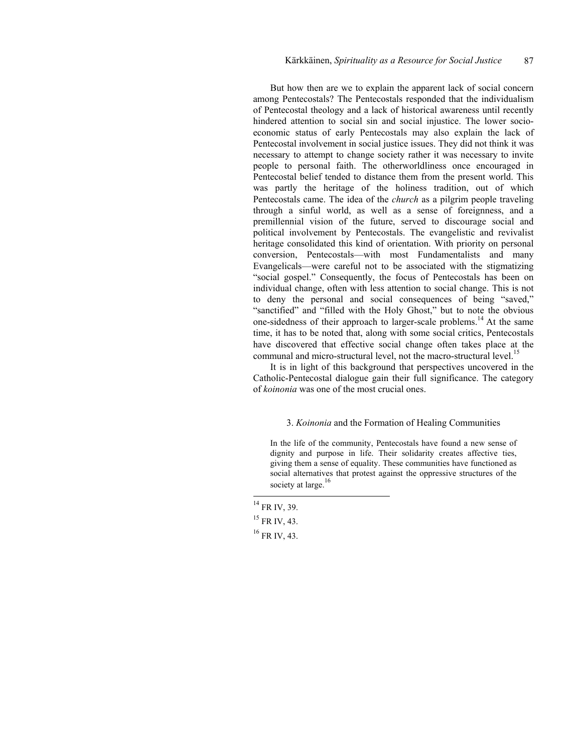But how then are we to explain the apparent lack of social concern among Pentecostals? The Pentecostals responded that the individualism of Pentecostal theology and a lack of historical awareness until recently hindered attention to social sin and social injustice. The lower socio-economic status of early Pentecostals may also explain the lack of Pentecostal involvement in social justice issues. They did not think it was necessary to attempt to change society rather it was necessary to invite people to personal faith. The otherworldliness once encouraged in Pentecostal belief tended to distance them from the present world. This was partly the heritage of the holiness tradition, out of which Pentecostals came. The idea of the *church* as a pilgrim people traveling through a sinful world, as well as a sense of foreignness, and a premillennial vision of the future, served to discourage social and political involvement by Pentecostals. The evangelistic and revivalist heritage consolidated this kind of orientation. With priority on personal conversion, Pentecostals—with most Fundamentalists and many Evangelicals—were careful not to be associated with the stigmatizing "social gospel." Consequently, the focus of Pentecostals has been on individual change, often with less attention to social change. This is not to deny the personal and social consequences of being "saved," "sanctified" and "filled with the Holy Ghost," but to note the obvious one-sidedness of their approach to larger-scale problems.[14] At the same time, it has to be noted that, along with some social critics, Pentecostals have discovered that effective social change often takes place at the communal and micro-structural level, not the macro-structural level.[15]

It is in light of this background that perspectives uncovered in the Catholic-Pentecostal dialogue gain their full significance. The category of *koinonia* was one of the most crucial ones.

### 3. *Koinonia* and the Formation of Healing Communities

> In the life of the community, Pentecostals have found a new sense of dignity and purpose in life. Their solidarity creates affective ties, giving them a sense of equality. These communities have functioned as social alternatives that protest against the oppressive structures of the society at large.[16]

---

[14] FR IV, 39.

[15] FR IV, 43.

[16] FR IV, 43.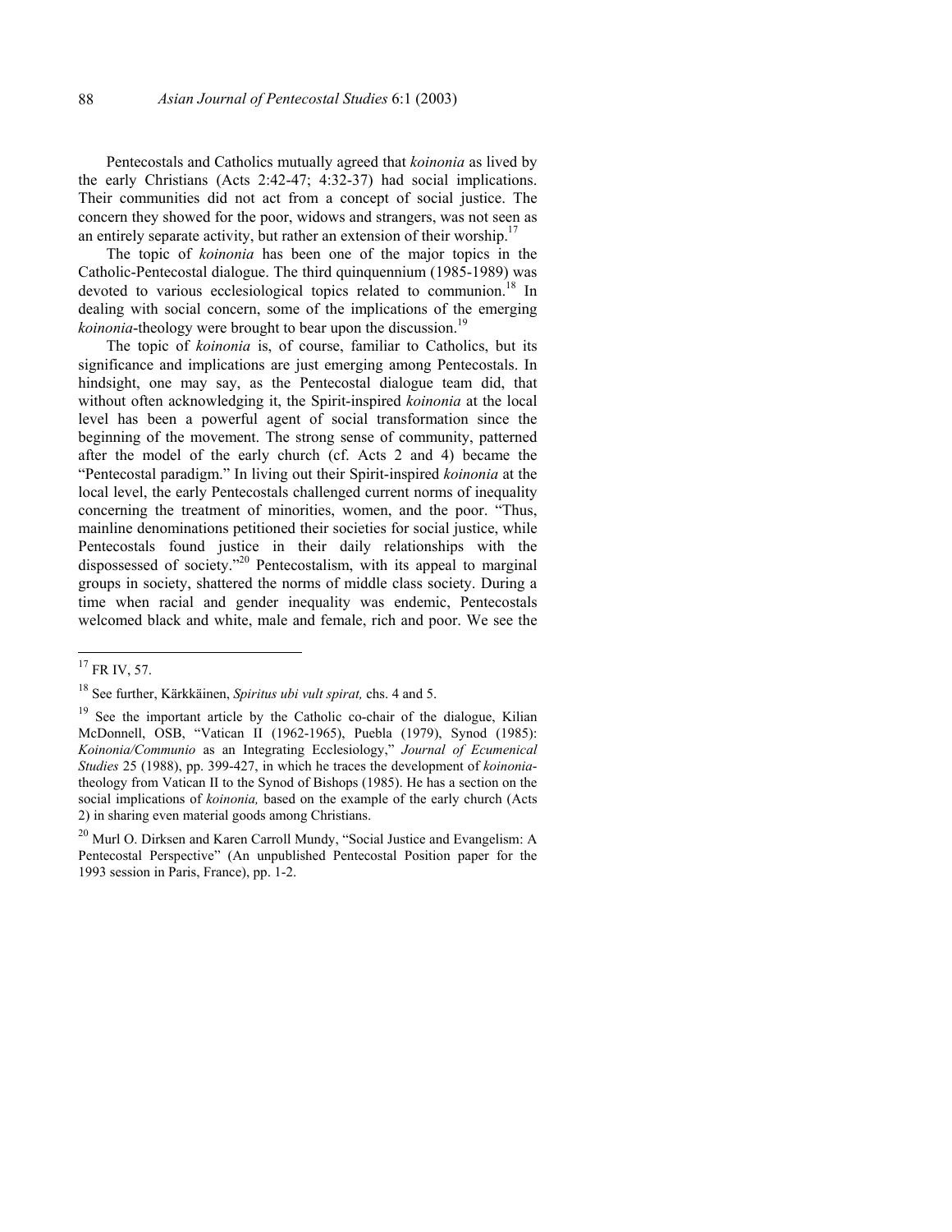Pentecostals and Catholics mutually agreed that *koinonia* as lived by the early Christians (Acts 2:42-47; 4:32-37) had social implications. Their communities did not act from a concept of social justice. The concern they showed for the poor, widows and strangers, was not seen as an entirely separate activity, but rather an extension of their worship.[17]

The topic of *koinonia* has been one of the major topics in the Catholic-Pentecostal dialogue. The third quinquennium (1985-1989) was devoted to various ecclesiological topics related to communion.[18] In dealing with social concern, some of the implications of the emerging *koinonia*-theology were brought to bear upon the discussion.[19]

The topic of *koinonia* is, of course, familiar to Catholics, but its significance and implications are just emerging among Pentecostals. In hindsight, one may say, as the Pentecostal dialogue team did, that without often acknowledging it, the Spirit-inspired *koinonia* at the local level has been a powerful agent of social transformation since the beginning of the movement. The strong sense of community, patterned after the model of the early church (cf. Acts 2 and 4) became the "Pentecostal paradigm." In living out their Spirit-inspired *koinonia* at the local level, the early Pentecostals challenged current norms of inequality concerning the treatment of minorities, women, and the poor. "Thus, mainline denominations petitioned their societies for social justice, while Pentecostals found justice in their daily relationships with the dispossessed of society."[20] Pentecostalism, with its appeal to marginal groups in society, shattered the norms of middle class society. During a time when racial and gender inequality was endemic, Pentecostals welcomed black and white, male and female, rich and poor. We see the

---

[17] FR IV, 57.

[18] See further, Kärkkäinen, *Spiritus ubi vult spirat,* chs. 4 and 5.

[19] See the important article by the Catholic co-chair of the dialogue, Kilian McDonnell, OSB, "Vatican II (1962-1965), Puebla (1979), Synod (1985): *Koinonia/Communio* as an Integrating Ecclesiology," *Journal of Ecumenical Studies* 25 (1988), pp. 399-427, in which he traces the development of *koinonia*-theology from Vatican II to the Synod of Bishops (1985). He has a section on the social implications of *koinonia,* based on the example of the early church (Acts 2) in sharing even material goods among Christians.

[20] Murl O. Dirksen and Karen Carroll Mundy, "Social Justice and Evangelism: A Pentecostal Perspective" (An unpublished Pentecostal Position paper for the 1993 session in Paris, France), pp. 1-2.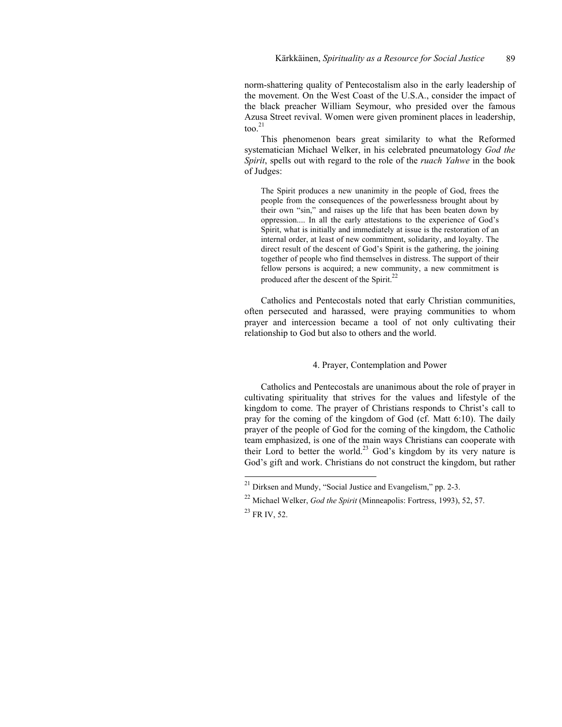norm-shattering quality of Pentecostalism also in the early leadership of the movement. On the West Coast of the U.S.A., consider the impact of the black preacher William Seymour, who presided over the famous Azusa Street revival. Women were given prominent places in leadership, too.[21]

This phenomenon bears great similarity to what the Reformed systematician Michael Welker, in his celebrated pneumatology *God the Spirit*, spells out with regard to the role of the *ruach Yahwe* in the book of Judges:

> The Spirit produces a new unanimity in the people of God, frees the people from the consequences of the powerlessness brought about by their own "sin," and raises up the life that has been beaten down by oppression.... In all the early attestations to the experience of God's Spirit, what is initially and immediately at issue is the restoration of an internal order, at least of new commitment, solidarity, and loyalty. The direct result of the descent of God's Spirit is the gathering, the joining together of people who find themselves in distress. The support of their fellow persons is acquired; a new community, a new commitment is produced after the descent of the Spirit.[22]

Catholics and Pentecostals noted that early Christian communities, often persecuted and harassed, were praying communities to whom prayer and intercession became a tool of not only cultivating their relationship to God but also to others and the world.

## 4. Prayer, Contemplation and Power

Catholics and Pentecostals are unanimous about the role of prayer in cultivating spirituality that strives for the values and lifestyle of the kingdom to come. The prayer of Christians responds to Christ's call to pray for the coming of the kingdom of God (cf. Matt 6:10). The daily prayer of the people of God for the coming of the kingdom, the Catholic team emphasized, is one of the main ways Christians can cooperate with their Lord to better the world.[23] God's kingdom by its very nature is God's gift and work. Christians do not construct the kingdom, but rather

---

[21] Dirksen and Mundy, "Social Justice and Evangelism," pp. 2-3.

[22] Michael Welker, *God the Spirit* (Minneapolis: Fortress, 1993), 52, 57.

[23] FR IV, 52.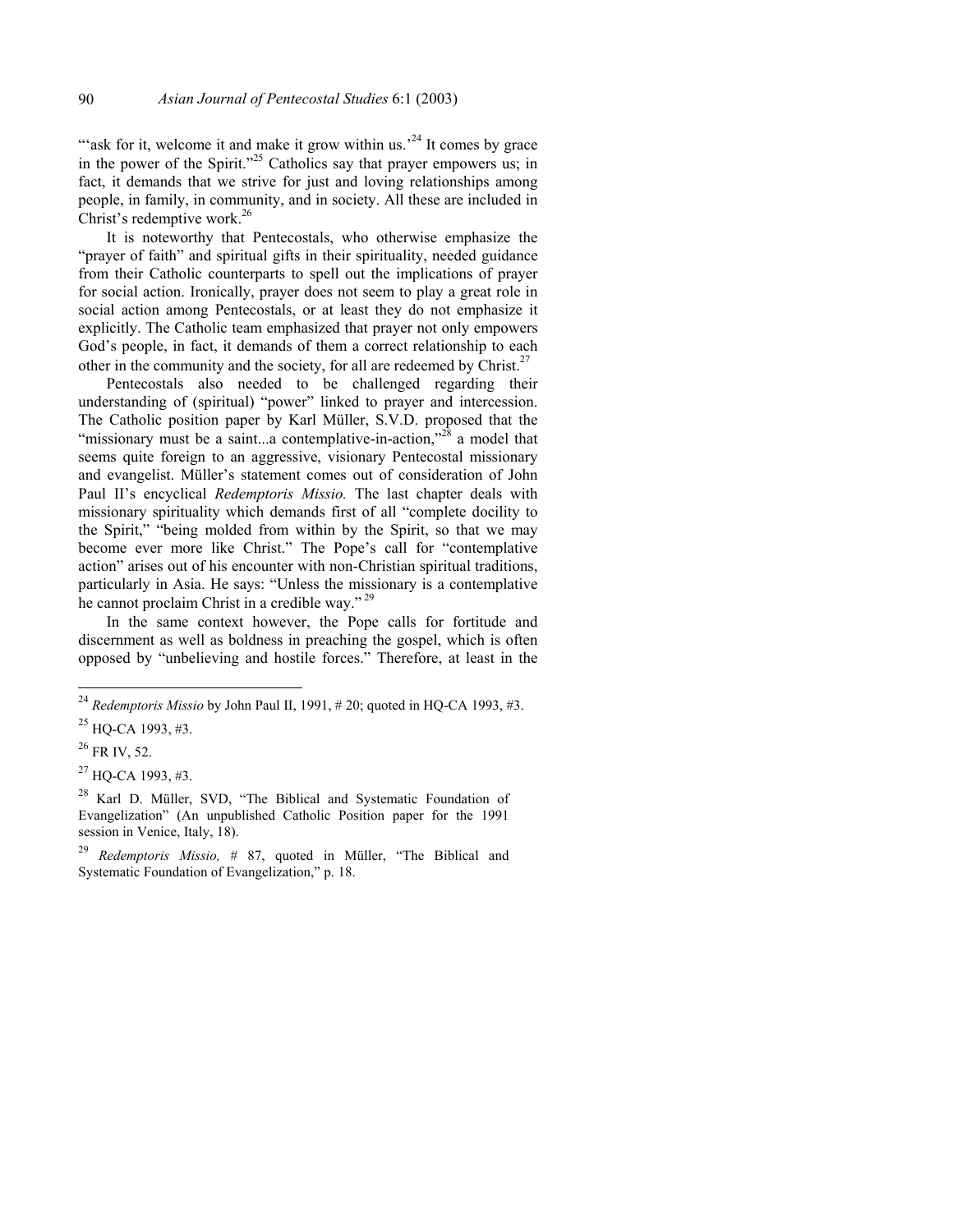"'ask for it, welcome it and make it grow within us.'[24] It comes by grace in the power of the Spirit."[25] Catholics say that prayer empowers us; in fact, it demands that we strive for just and loving relationships among people, in family, in community, and in society. All these are included in Christ's redemptive work.[26]

It is noteworthy that Pentecostals, who otherwise emphasize the "prayer of faith" and spiritual gifts in their spirituality, needed guidance from their Catholic counterparts to spell out the implications of prayer for social action. Ironically, prayer does not seem to play a great role in social action among Pentecostals, or at least they do not emphasize it explicitly. The Catholic team emphasized that prayer not only empowers God's people, in fact, it demands of them a correct relationship to each other in the community and the society, for all are redeemed by Christ.[27]

Pentecostals also needed to be challenged regarding their understanding of (spiritual) "power" linked to prayer and intercession. The Catholic position paper by Karl Müller, S.V.D. proposed that the "missionary must be a saint...a contemplative-in-action,"[28] a model that seems quite foreign to an aggressive, visionary Pentecostal missionary and evangelist. Müller's statement comes out of consideration of John Paul II's encyclical *Redemptoris Missio.* The last chapter deals with missionary spirituality which demands first of all "complete docility to the Spirit," "being molded from within by the Spirit, so that we may become ever more like Christ." The Pope's call for "contemplative action" arises out of his encounter with non-Christian spiritual traditions, particularly in Asia. He says: "Unless the missionary is a contemplative he cannot proclaim Christ in a credible way."[29]

In the same context however, the Pope calls for fortitude and discernment as well as boldness in preaching the gospel, which is often opposed by "unbelieving and hostile forces." Therefore, at least in the

---

[24] *Redemptoris Missio* by John Paul II, 1991, # 20; quoted in HQ-CA 1993, #3.

[25] HQ-CA 1993, #3.

[26] FR IV, 52.

[27] HQ-CA 1993, #3.

[28] Karl D. Müller, SVD, "The Biblical and Systematic Foundation of Evangelization" (An unpublished Catholic Position paper for the 1991 session in Venice, Italy, 18).

[29] *Redemptoris Missio,* # 87, quoted in Müller, "The Biblical and Systematic Foundation of Evangelization," p. 18.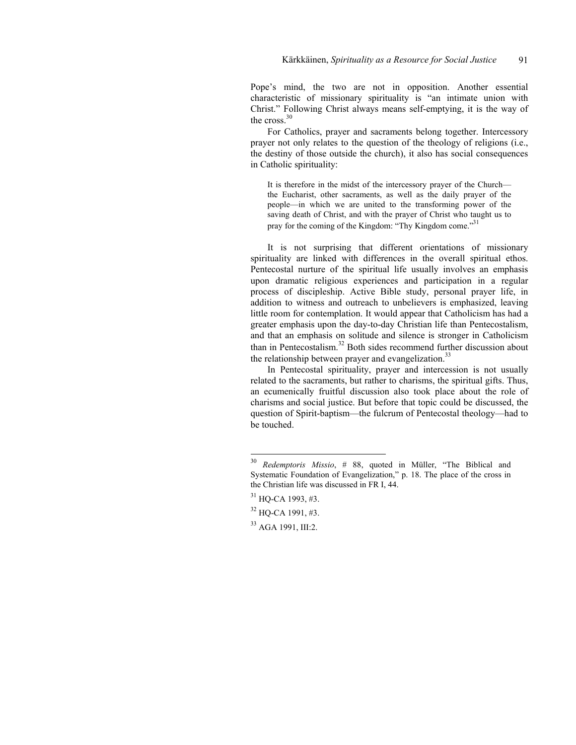Pope's mind, the two are not in opposition. Another essential characteristic of missionary spirituality is "an intimate union with Christ." Following Christ always means self-emptying, it is the way of the cross.[30]

For Catholics, prayer and sacraments belong together. Intercessory prayer not only relates to the question of the theology of religions (i.e., the destiny of those outside the church), it also has social consequences in Catholic spirituality:

> It is therefore in the midst of the intercessory prayer of the Church—the Eucharist, other sacraments, as well as the daily prayer of the people—in which we are united to the transforming power of the saving death of Christ, and with the prayer of Christ who taught us to pray for the coming of the Kingdom: "Thy Kingdom come."[31]

It is not surprising that different orientations of missionary spirituality are linked with differences in the overall spiritual ethos. Pentecostal nurture of the spiritual life usually involves an emphasis upon dramatic religious experiences and participation in a regular process of discipleship. Active Bible study, personal prayer life, in addition to witness and outreach to unbelievers is emphasized, leaving little room for contemplation. It would appear that Catholicism has had a greater emphasis upon the day-to-day Christian life than Pentecostalism, and that an emphasis on solitude and silence is stronger in Catholicism than in Pentecostalism.[32] Both sides recommend further discussion about the relationship between prayer and evangelization.[33]

In Pentecostal spirituality, prayer and intercession is not usually related to the sacraments, but rather to charisms, the spiritual gifts. Thus, an ecumenically fruitful discussion also took place about the role of charisms and social justice. But before that topic could be discussed, the question of Spirit-baptism—the fulcrum of Pentecostal theology—had to be touched.

---

[30] *Redemptoris Missio*, # 88, quoted in Müller, "The Biblical and Systematic Foundation of Evangelization," p. 18. The place of the cross in the Christian life was discussed in FR I, 44.

[31] HQ-CA 1993, #3.

[32] HQ-CA 1991, #3.

[33] AGA 1991, III:2.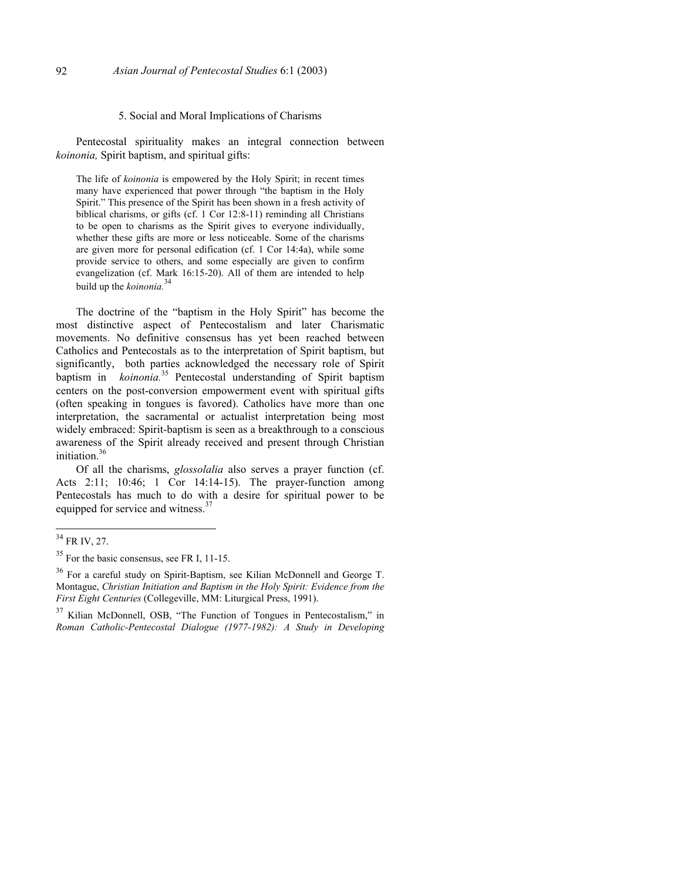### 5. Social and Moral Implications of Charisms

Pentecostal spirituality makes an integral connection between *koinonia,* Spirit baptism, and spiritual gifts:

> The life of *koinonia* is empowered by the Holy Spirit; in recent times many have experienced that power through "the baptism in the Holy Spirit." This presence of the Spirit has been shown in a fresh activity of biblical charisms, or gifts (cf. 1 Cor 12:8-11) reminding all Christians to be open to charisms as the Spirit gives to everyone individually, whether these gifts are more or less noticeable. Some of the charisms are given more for personal edification (cf. 1 Cor 14:4a), while some provide service to others, and some especially are given to confirm evangelization (cf. Mark 16:15-20). All of them are intended to help build up the *koinonia.*[34]

The doctrine of the "baptism in the Holy Spirit" has become the most distinctive aspect of Pentecostalism and later Charismatic movements. No definitive consensus has yet been reached between Catholics and Pentecostals as to the interpretation of Spirit baptism, but significantly, both parties acknowledged the necessary role of Spirit baptism in *koinonia.*[35] Pentecostal understanding of Spirit baptism centers on the post-conversion empowerment event with spiritual gifts (often speaking in tongues is favored). Catholics have more than one interpretation, the sacramental or actualist interpretation being most widely embraced: Spirit-baptism is seen as a breakthrough to a conscious awareness of the Spirit already received and present through Christian initiation.[36]

Of all the charisms, *glossolalia* also serves a prayer function (cf. Acts 2:11; 10:46; 1 Cor 14:14-15). The prayer-function among Pentecostals has much to do with a desire for spiritual power to be equipped for service and witness.[37]

---

[34] FR IV, 27.

[35] For the basic consensus, see FR I, 11-15.

[36] For a careful study on Spirit-Baptism, see Kilian McDonnell and George T. Montague, *Christian Initiation and Baptism in the Holy Spirit: Evidence from the First Eight Centuries* (Collegeville, MM: Liturgical Press, 1991).

[37] Kilian McDonnell, OSB, "The Function of Tongues in Pentecostalism," in *Roman Catholic-Pentecostal Dialogue (1977-1982): A Study in Developing*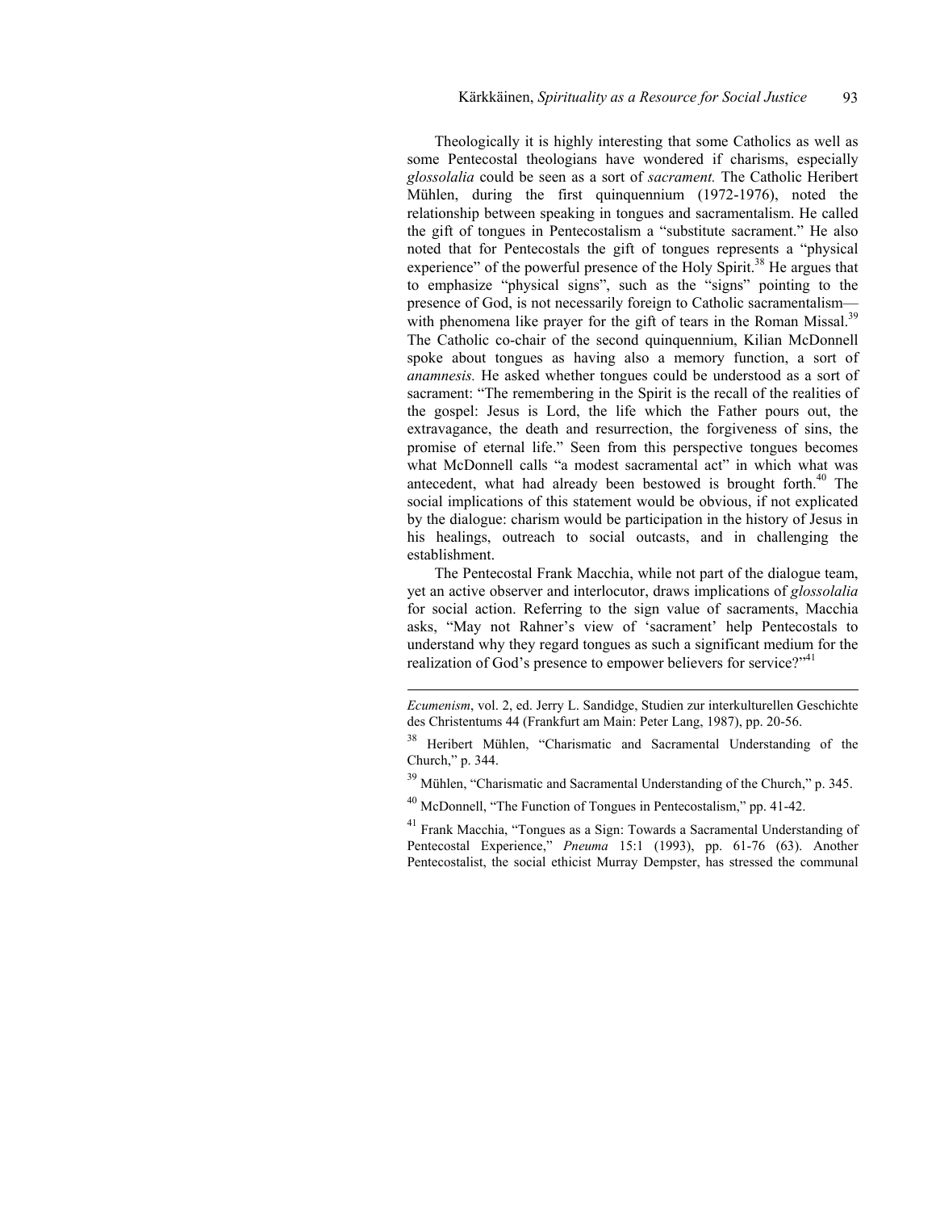Theologically it is highly interesting that some Catholics as well as some Pentecostal theologians have wondered if charisms, especially *glossolalia* could be seen as a sort of *sacrament.* The Catholic Heribert Mühlen, during the first quinquennium (1972-1976), noted the relationship between speaking in tongues and sacramentalism. He called the gift of tongues in Pentecostalism a "substitute sacrament." He also noted that for Pentecostals the gift of tongues represents a "physical experience" of the powerful presence of the Holy Spirit.[38] He argues that to emphasize "physical signs", such as the "signs" pointing to the presence of God, is not necessarily foreign to Catholic sacramentalism—with phenomena like prayer for the gift of tears in the Roman Missal.[39] The Catholic co-chair of the second quinquennium, Kilian McDonnell spoke about tongues as having also a memory function, a sort of *anamnesis.* He asked whether tongues could be understood as a sort of sacrament: "The remembering in the Spirit is the recall of the realities of the gospel: Jesus is Lord, the life which the Father pours out, the extravagance, the death and resurrection, the forgiveness of sins, the promise of eternal life." Seen from this perspective tongues becomes what McDonnell calls "a modest sacramental act" in which what was antecedent, what had already been bestowed is brought forth.[40] The social implications of this statement would be obvious, if not explicated by the dialogue: charism would be participation in the history of Jesus in his healings, outreach to social outcasts, and in challenging the establishment.

The Pentecostal Frank Macchia, while not part of the dialogue team, yet an active observer and interlocutor, draws implications of *glossolalia* for social action. Referring to the sign value of sacraments, Macchia asks, "May not Rahner's view of 'sacrament' help Pentecostals to understand why they regard tongues as such a significant medium for the realization of God's presence to empower believers for service?"[41]

---

*Ecumenism*, vol. 2, ed. Jerry L. Sandidge, Studien zur interkulturellen Geschichte des Christentums 44 (Frankfurt am Main: Peter Lang, 1987), pp. 20-56.

[38] Heribert Mühlen, "Charismatic and Sacramental Understanding of the Church," p. 344.

[39] Mühlen, "Charismatic and Sacramental Understanding of the Church," p. 345.

[40] McDonnell, "The Function of Tongues in Pentecostalism," pp. 41-42.

[41] Frank Macchia, "Tongues as a Sign: Towards a Sacramental Understanding of Pentecostal Experience," *Pneuma* 15:1 (1993), pp. 61-76 (63). Another Pentecostalist, the social ethicist Murray Dempster, has stressed the communal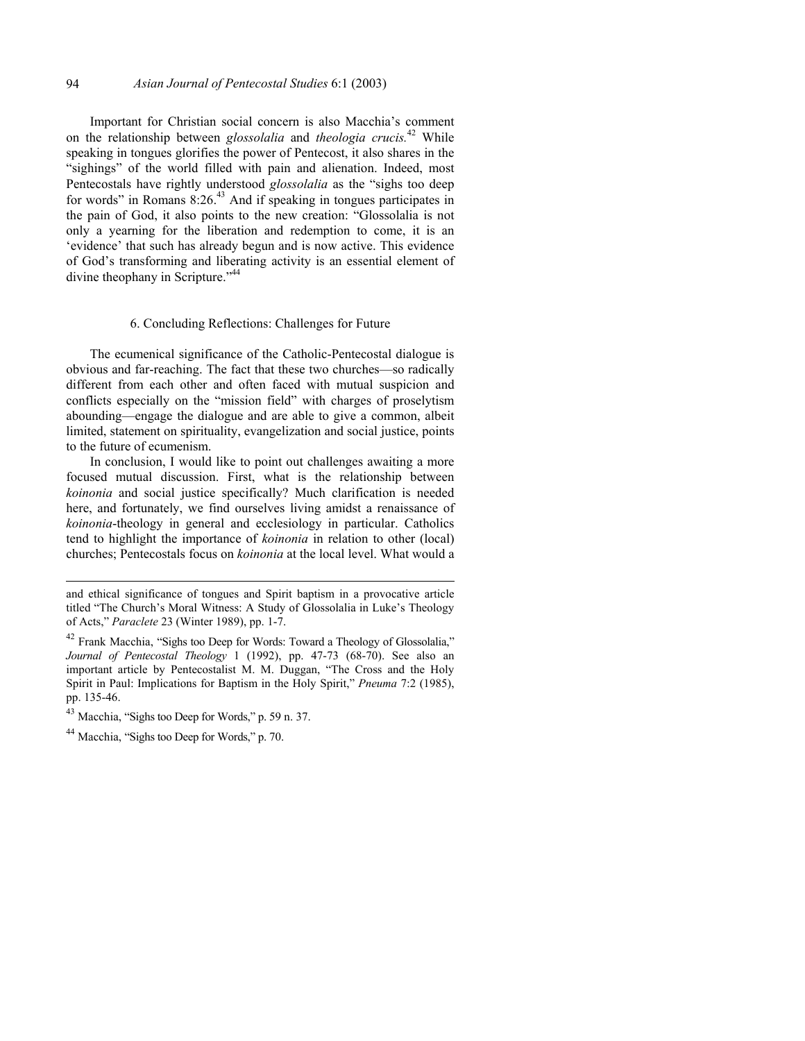Important for Christian social concern is also Macchia's comment on the relationship between *glossolalia* and *theologia crucis.*[42] While speaking in tongues glorifies the power of Pentecost, it also shares in the "sighings" of the world filled with pain and alienation. Indeed, most Pentecostals have rightly understood *glossolalia* as the "sighs too deep for words" in Romans 8:26.[43] And if speaking in tongues participates in the pain of God, it also points to the new creation: "Glossolalia is not only a yearning for the liberation and redemption to come, it is an 'evidence' that such has already begun and is now active. This evidence of God's transforming and liberating activity is an essential element of divine theophany in Scripture."[44]

## 6. Concluding Reflections: Challenges for Future

The ecumenical significance of the Catholic-Pentecostal dialogue is obvious and far-reaching. The fact that these two churches—so radically different from each other and often faced with mutual suspicion and conflicts especially on the "mission field" with charges of proselytism abounding—engage the dialogue and are able to give a common, albeit limited, statement on spirituality, evangelization and social justice, points to the future of ecumenism.

In conclusion, I would like to point out challenges awaiting a more focused mutual discussion. First, what is the relationship between *koinonia* and social justice specifically? Much clarification is needed here, and fortunately, we find ourselves living amidst a renaissance of *koinonia*-theology in general and ecclesiology in particular. Catholics tend to highlight the importance of *koinonia* in relation to other (local) churches; Pentecostals focus on *koinonia* at the local level. What would a

---

and ethical significance of tongues and Spirit baptism in a provocative article titled "The Church's Moral Witness: A Study of Glossolalia in Luke's Theology of Acts," *Paraclete* 23 (Winter 1989), pp. 1-7.

[42] Frank Macchia, "Sighs too Deep for Words: Toward a Theology of Glossolalia," *Journal of Pentecostal Theology* 1 (1992), pp. 47-73 (68-70). See also an important article by Pentecostalist M. M. Duggan, "The Cross and the Holy Spirit in Paul: Implications for Baptism in the Holy Spirit," *Pneuma* 7:2 (1985), pp. 135-46.

[43] Macchia, "Sighs too Deep for Words," p. 59 n. 37.

[44] Macchia, "Sighs too Deep for Words," p. 70.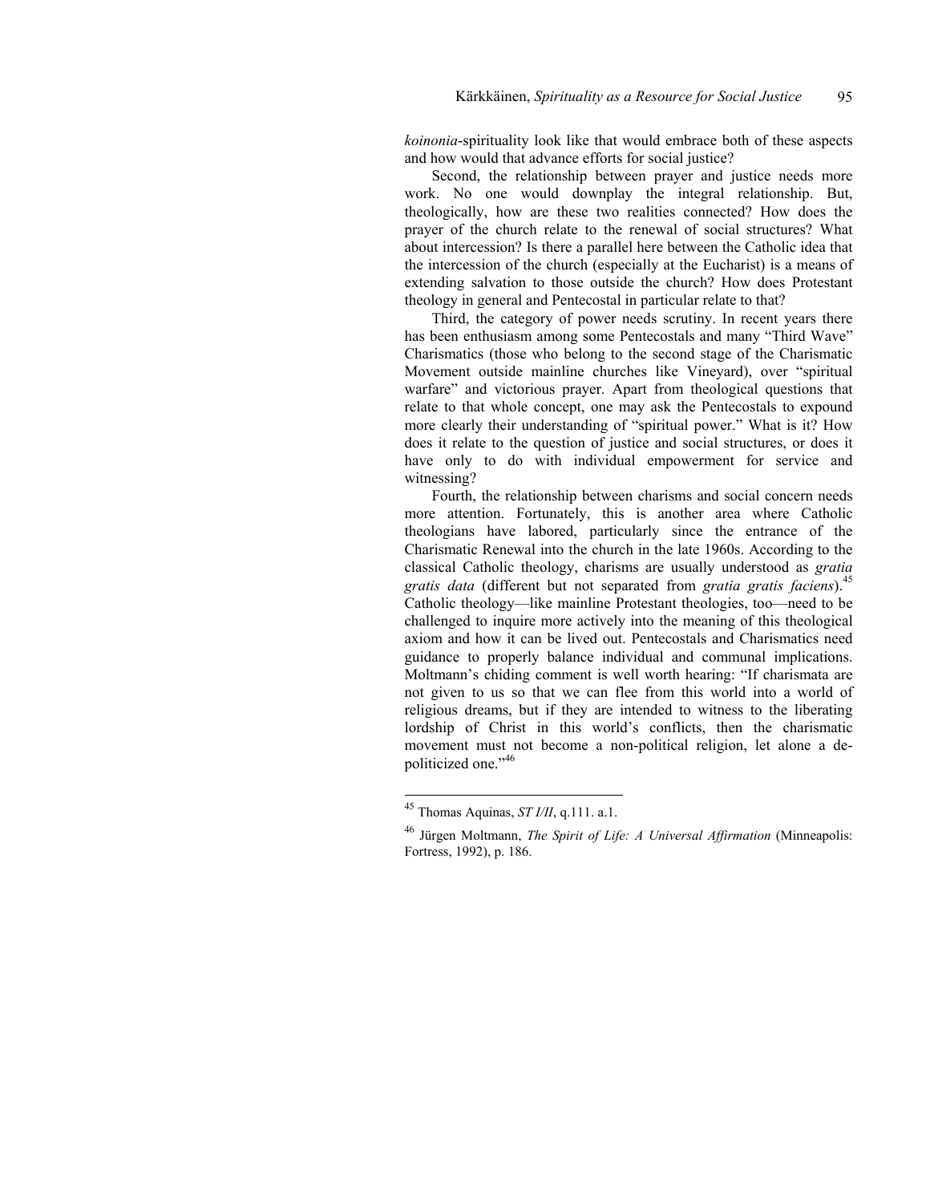*koinonia*-spirituality look like that would embrace both of these aspects and how would that advance efforts for social justice?

Second, the relationship between prayer and justice needs more work. No one would downplay the integral relationship. But, theologically, how are these two realities connected? How does the prayer of the church relate to the renewal of social structures? What about intercession? Is there a parallel here between the Catholic idea that the intercession of the church (especially at the Eucharist) is a means of extending salvation to those outside the church? How does Protestant theology in general and Pentecostal in particular relate to that?

Third, the category of power needs scrutiny. In recent years there has been enthusiasm among some Pentecostals and many "Third Wave" Charismatics (those who belong to the second stage of the Charismatic Movement outside mainline churches like Vineyard), over "spiritual warfare" and victorious prayer. Apart from theological questions that relate to that whole concept, one may ask the Pentecostals to expound more clearly their understanding of "spiritual power." What is it? How does it relate to the question of justice and social structures, or does it have only to do with individual empowerment for service and witnessing?

Fourth, the relationship between charisms and social concern needs more attention. Fortunately, this is another area where Catholic theologians have labored, particularly since the entrance of the Charismatic Renewal into the church in the late 1960s. According to the classical Catholic theology, charisms are usually understood as *gratia gratis data* (different but not separated from *gratia gratis faciens*).[45] Catholic theology—like mainline Protestant theologies, too—need to be challenged to inquire more actively into the meaning of this theological axiom and how it can be lived out. Pentecostals and Charismatics need guidance to properly balance individual and communal implications. Moltmann's chiding comment is well worth hearing: "If charismata are not given to us so that we can flee from this world into a world of religious dreams, but if they are intended to witness to the liberating lordship of Christ in this world's conflicts, then the charismatic movement must not become a non-political religion, let alone a de-politicized one."[46]

---

[45] Thomas Aquinas, *ST I/II*, q.111. a.1.

[46] Jürgen Moltmann, *The Spirit of Life: A Universal Affirmation* (Minneapolis: Fortress, 1992), p. 186.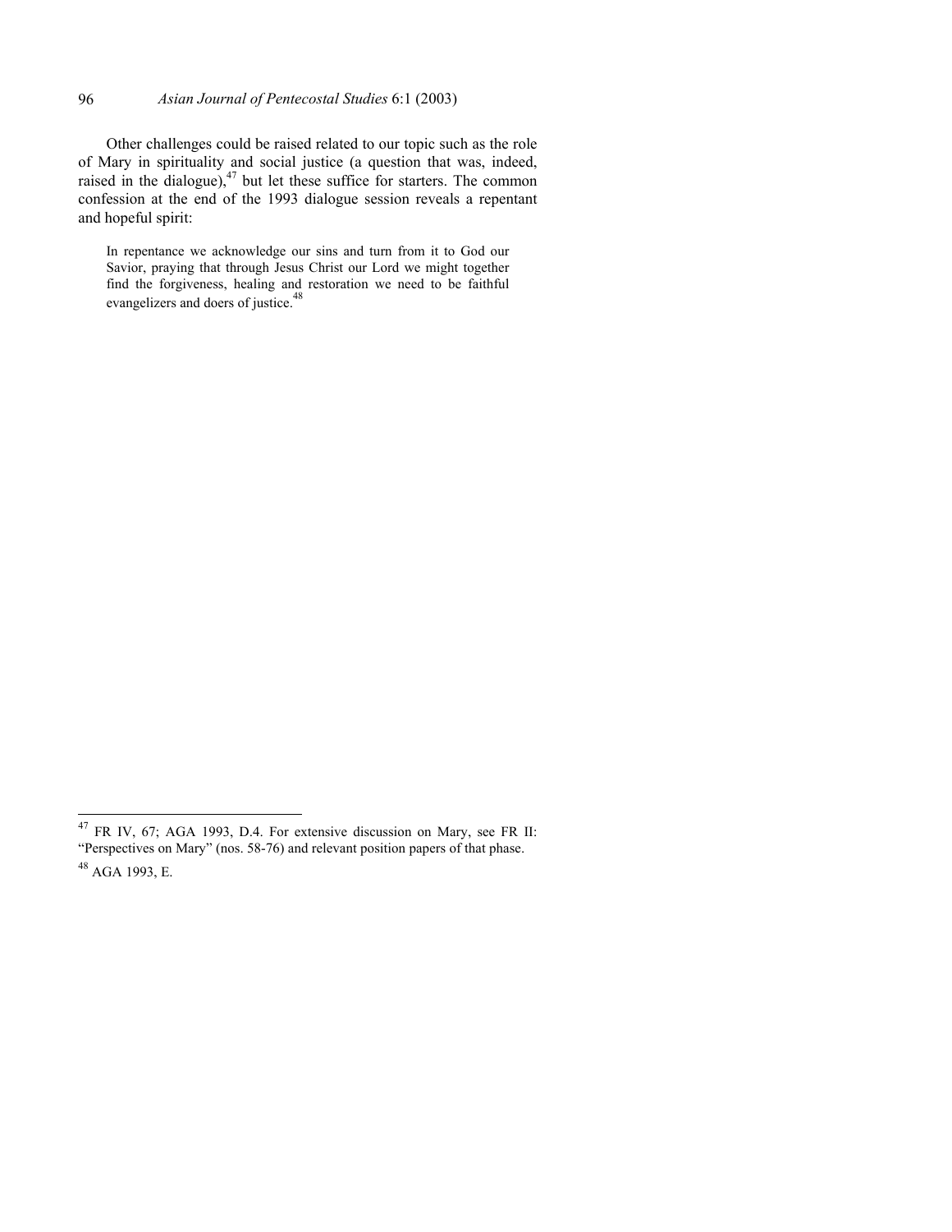Other challenges could be raised related to our topic such as the role of Mary in spirituality and social justice (a question that was, indeed, raised in the dialogue),[47] but let these suffice for starters. The common confession at the end of the 1993 dialogue session reveals a repentant and hopeful spirit:

> In repentance we acknowledge our sins and turn from it to God our Savior, praying that through Jesus Christ our Lord we might together find the forgiveness, healing and restoration we need to be faithful evangelizers and doers of justice.[48]

---

[47] FR IV, 67; AGA 1993, D.4. For extensive discussion on Mary, see FR II: "Perspectives on Mary" (nos. 58-76) and relevant position papers of that phase.

[48] AGA 1993, E.